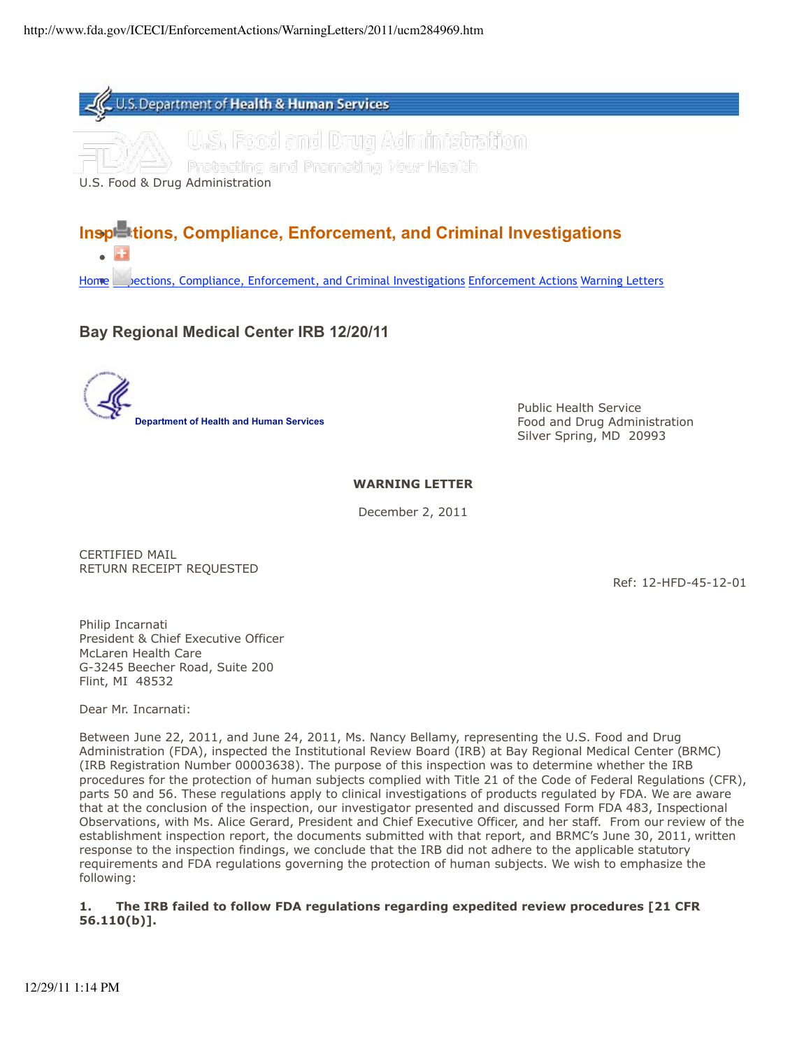U.S. Department of Health & Human Services

U.S. Food and Drug Administration

Protecting and Promoting Your Health

U.S. Food & Drug Administration

## Inspections, Compliance, Enforcement, and Criminal Investigations

Home Inspections, Compliance, Enforcement, and Criminal Investigations Enforcement Actions Warning Letters

### Bay Regional Medical Center IRB 12/20/11

Department of Health and Human Services

Public Health Service
Food and Drug Administration
Silver Spring, MD 20993

**WARNING LETTER**

December 2, 2011

CERTIFIED MAIL
RETURN RECEIPT REQUESTED

Ref: 12-HFD-45-12-01

Philip Incarnati
President & Chief Executive Officer
McLaren Health Care
G-3245 Beecher Road, Suite 200
Flint, MI 48532

Dear Mr. Incarnati:

Between June 22, 2011, and June 24, 2011, Ms. Nancy Bellamy, representing the U.S. Food and Drug Administration (FDA), inspected the Institutional Review Board (IRB) at Bay Regional Medical Center (BRMC) (IRB Registration Number 00003638). The purpose of this inspection was to determine whether the IRB procedures for the protection of human subjects complied with Title 21 of the Code of Federal Regulations (CFR), parts 50 and 56. These regulations apply to clinical investigations of products regulated by FDA. We are aware that at the conclusion of the inspection, our investigator presented and discussed Form FDA 483, Inspectional Observations, with Ms. Alice Gerard, President and Chief Executive Officer, and her staff. From our review of the establishment inspection report, the documents submitted with that report, and BRMC's June 30, 2011, written response to the inspection findings, we conclude that the IRB did not adhere to the applicable statutory requirements and FDA regulations governing the protection of human subjects. We wish to emphasize the following:

**1. The IRB failed to follow FDA regulations regarding expedited review procedures [21 CFR 56.110(b)].**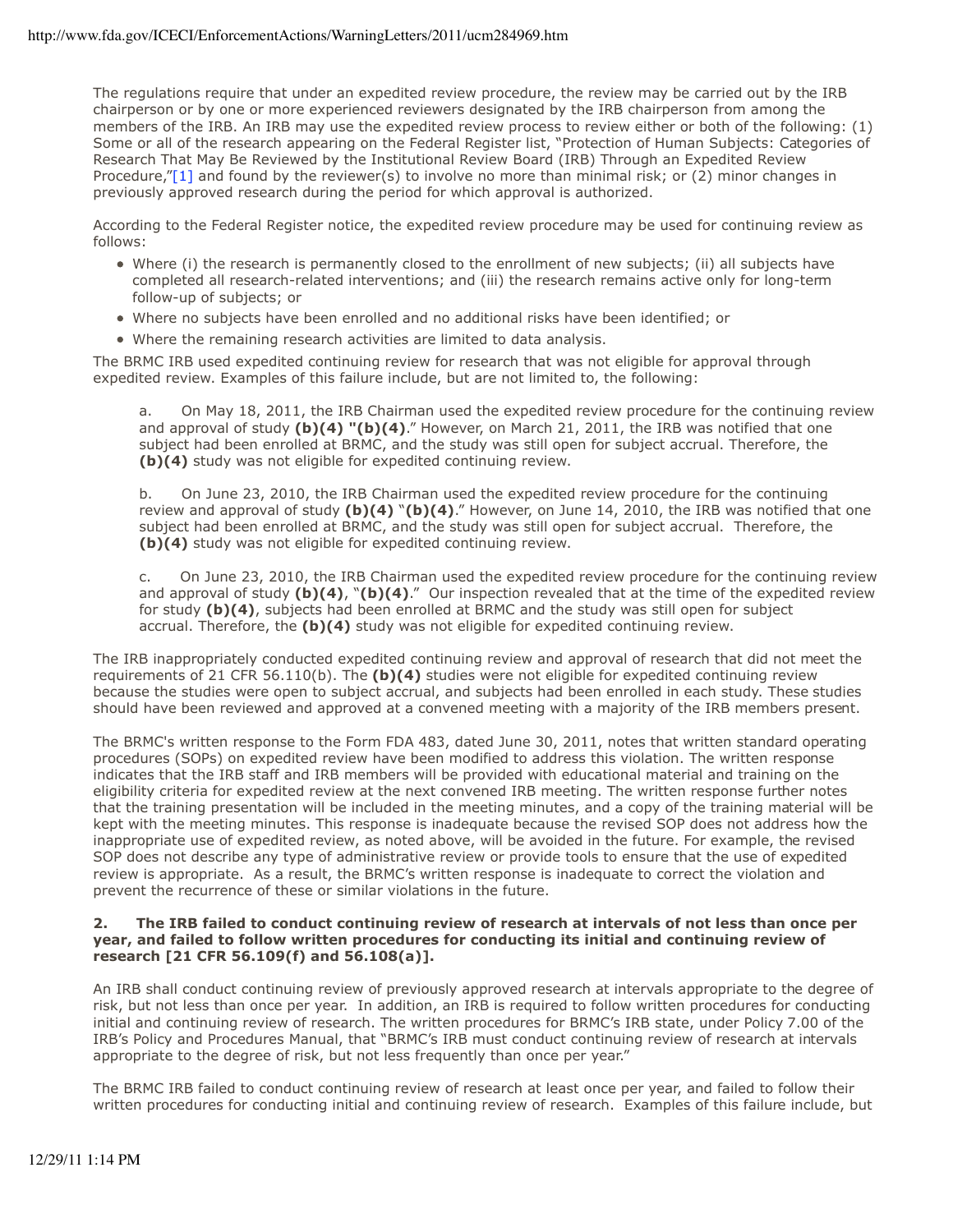The regulations require that under an expedited review procedure, the review may be carried out by the IRB chairperson or by one or more experienced reviewers designated by the IRB chairperson from among the members of the IRB. An IRB may use the expedited review process to review either or both of the following: (1) Some or all of the research appearing on the Federal Register list, "Protection of Human Subjects: Categories of Research That May Be Reviewed by the Institutional Review Board (IRB) Through an Expedited Review Procedure,"[1] and found by the reviewer(s) to involve no more than minimal risk; or (2) minor changes in previously approved research during the period for which approval is authorized.

According to the Federal Register notice, the expedited review procedure may be used for continuing review as follows:

- Where (i) the research is permanently closed to the enrollment of new subjects; (ii) all subjects have completed all research-related interventions; and (iii) the research remains active only for long-term follow-up of subjects; or
- Where no subjects have been enrolled and no additional risks have been identified; or
- Where the remaining research activities are limited to data analysis.

The BRMC IRB used expedited continuing review for research that was not eligible for approval through expedited review. Examples of this failure include, but are not limited to, the following:

a. On May 18, 2011, the IRB Chairman used the expedited review procedure for the continuing review and approval of study **(b)(4) "(b)(4)**." However, on March 21, 2011, the IRB was notified that one subject had been enrolled at BRMC, and the study was still open for subject accrual. Therefore, the **(b)(4)** study was not eligible for expedited continuing review.

b. On June 23, 2010, the IRB Chairman used the expedited review procedure for the continuing review and approval of study **(b)(4)** "**(b)(4)**." However, on June 14, 2010, the IRB was notified that one subject had been enrolled at BRMC, and the study was still open for subject accrual. Therefore, the **(b)(4)** study was not eligible for expedited continuing review.

c. On June 23, 2010, the IRB Chairman used the expedited review procedure for the continuing review and approval of study **(b)(4)**, "**(b)(4)**." Our inspection revealed that at the time of the expedited review for study **(b)(4)**, subjects had been enrolled at BRMC and the study was still open for subject accrual. Therefore, the **(b)(4)** study was not eligible for expedited continuing review.

The IRB inappropriately conducted expedited continuing review and approval of research that did not meet the requirements of 21 CFR 56.110(b). The **(b)(4)** studies were not eligible for expedited continuing review because the studies were open to subject accrual, and subjects had been enrolled in each study. These studies should have been reviewed and approved at a convened meeting with a majority of the IRB members present.

The BRMC's written response to the Form FDA 483, dated June 30, 2011, notes that written standard operating procedures (SOPs) on expedited review have been modified to address this violation. The written response indicates that the IRB staff and IRB members will be provided with educational material and training on the eligibility criteria for expedited review at the next convened IRB meeting. The written response further notes that the training presentation will be included in the meeting minutes, and a copy of the training material will be kept with the meeting minutes. This response is inadequate because the revised SOP does not address how the inappropriate use of expedited review, as noted above, will be avoided in the future. For example, the revised SOP does not describe any type of administrative review or provide tools to ensure that the use of expedited review is appropriate. As a result, the BRMC's written response is inadequate to correct the violation and prevent the recurrence of these or similar violations in the future.

**2. The IRB failed to conduct continuing review of research at intervals of not less than once per year, and failed to follow written procedures for conducting its initial and continuing review of research [21 CFR 56.109(f) and 56.108(a)].**

An IRB shall conduct continuing review of previously approved research at intervals appropriate to the degree of risk, but not less than once per year. In addition, an IRB is required to follow written procedures for conducting initial and continuing review of research. The written procedures for BRMC's IRB state, under Policy 7.00 of the IRB's Policy and Procedures Manual, that "BRMC's IRB must conduct continuing review of research at intervals appropriate to the degree of risk, but not less frequently than once per year."

The BRMC IRB failed to conduct continuing review of research at least once per year, and failed to follow their written procedures for conducting initial and continuing review of research. Examples of this failure include, but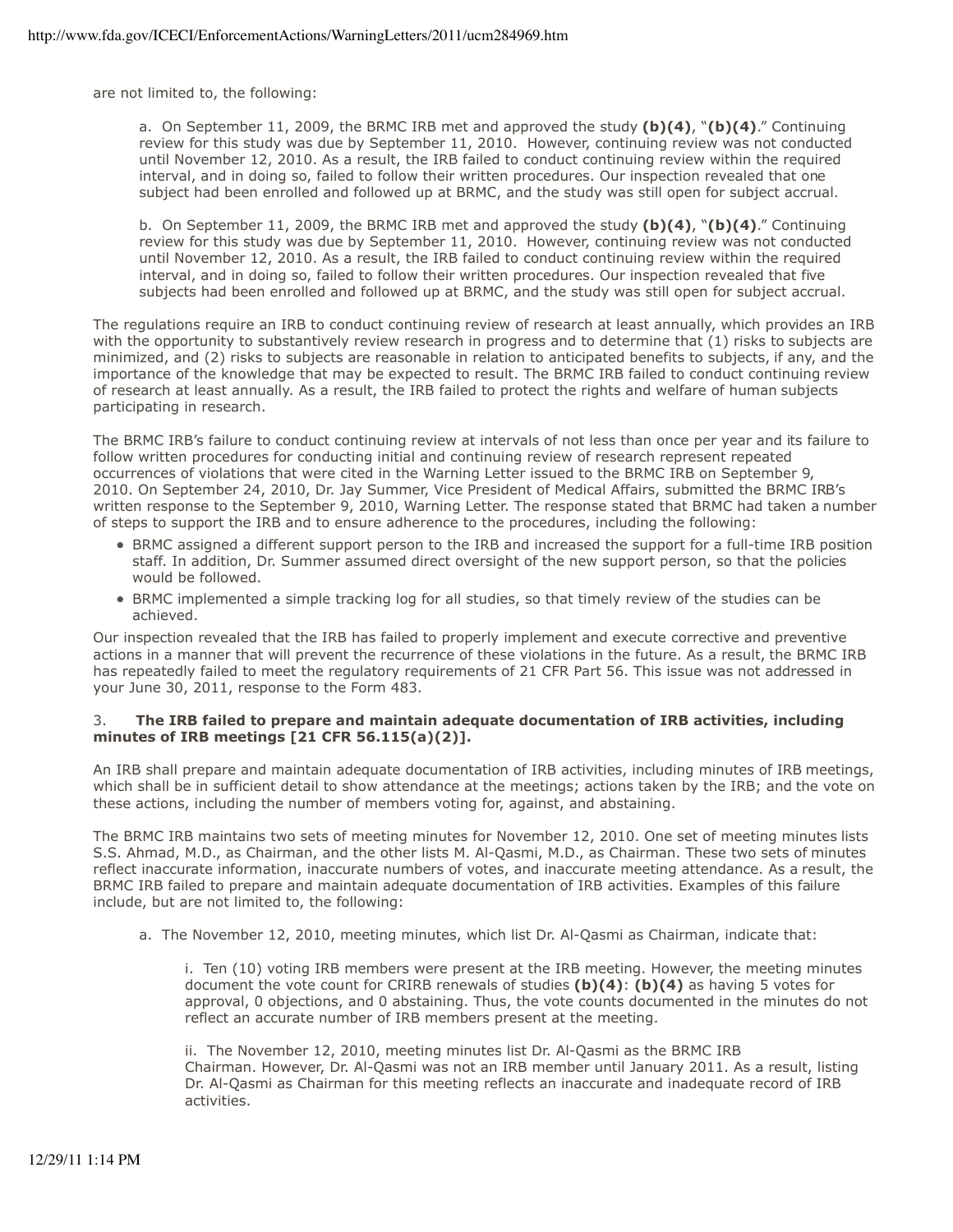are not limited to, the following:

> a. On September 11, 2009, the BRMC IRB met and approved the study **(b)(4)**, "**(b)(4)**." Continuing review for this study was due by September 11, 2010. However, continuing review was not conducted until November 12, 2010. As a result, the IRB failed to conduct continuing review within the required interval, and in doing so, failed to follow their written procedures. Our inspection revealed that one subject had been enrolled and followed up at BRMC, and the study was still open for subject accrual.
>
> b. On September 11, 2009, the BRMC IRB met and approved the study **(b)(4)**, "**(b)(4)**." Continuing review for this study was due by September 11, 2010. However, continuing review was not conducted until November 12, 2010. As a result, the IRB failed to conduct continuing review within the required interval, and in doing so, failed to follow their written procedures. Our inspection revealed that five subjects had been enrolled and followed up at BRMC, and the study was still open for subject accrual.

The regulations require an IRB to conduct continuing review of research at least annually, which provides an IRB with the opportunity to substantively review research in progress and to determine that (1) risks to subjects are minimized, and (2) risks to subjects are reasonable in relation to anticipated benefits to subjects, if any, and the importance of the knowledge that may be expected to result. The BRMC IRB failed to conduct continuing review of research at least annually. As a result, the IRB failed to protect the rights and welfare of human subjects participating in research.

The BRMC IRB's failure to conduct continuing review at intervals of not less than once per year and its failure to follow written procedures for conducting initial and continuing review of research represent repeated occurrences of violations that were cited in the Warning Letter issued to the BRMC IRB on September 9, 2010. On September 24, 2010, Dr. Jay Summer, Vice President of Medical Affairs, submitted the BRMC IRB's written response to the September 9, 2010, Warning Letter. The response stated that BRMC had taken a number of steps to support the IRB and to ensure adherence to the procedures, including the following:

- BRMC assigned a different support person to the IRB and increased the support for a full-time IRB position staff. In addition, Dr. Summer assumed direct oversight of the new support person, so that the policies would be followed.
- BRMC implemented a simple tracking log for all studies, so that timely review of the studies can be achieved.

Our inspection revealed that the IRB has failed to properly implement and execute corrective and preventive actions in a manner that will prevent the recurrence of these violations in the future. As a result, the BRMC IRB has repeatedly failed to meet the regulatory requirements of 21 CFR Part 56. This issue was not addressed in your June 30, 2011, response to the Form 483.

3. **The IRB failed to prepare and maintain adequate documentation of IRB activities, including minutes of IRB meetings [21 CFR 56.115(a)(2)].**

An IRB shall prepare and maintain adequate documentation of IRB activities, including minutes of IRB meetings, which shall be in sufficient detail to show attendance at the meetings; actions taken by the IRB; and the vote on these actions, including the number of members voting for, against, and abstaining.

The BRMC IRB maintains two sets of meeting minutes for November 12, 2010. One set of meeting minutes lists S.S. Ahmad, M.D., as Chairman, and the other lists M. Al-Qasmi, M.D., as Chairman. These two sets of minutes reflect inaccurate information, inaccurate numbers of votes, and inaccurate meeting attendance. As a result, the BRMC IRB failed to prepare and maintain adequate documentation of IRB activities. Examples of this failure include, but are not limited to, the following:

> a. The November 12, 2010, meeting minutes, which list Dr. Al-Qasmi as Chairman, indicate that:
>
> > i. Ten (10) voting IRB members were present at the IRB meeting. However, the meeting minutes document the vote count for CRIRB renewals of studies **(b)(4)**: **(b)(4)** as having 5 votes for approval, 0 objections, and 0 abstaining. Thus, the vote counts documented in the minutes do not reflect an accurate number of IRB members present at the meeting.
> >
> > ii. The November 12, 2010, meeting minutes list Dr. Al-Qasmi as the BRMC IRB Chairman. However, Dr. Al-Qasmi was not an IRB member until January 2011. As a result, listing Dr. Al-Qasmi as Chairman for this meeting reflects an inaccurate and inadequate record of IRB activities.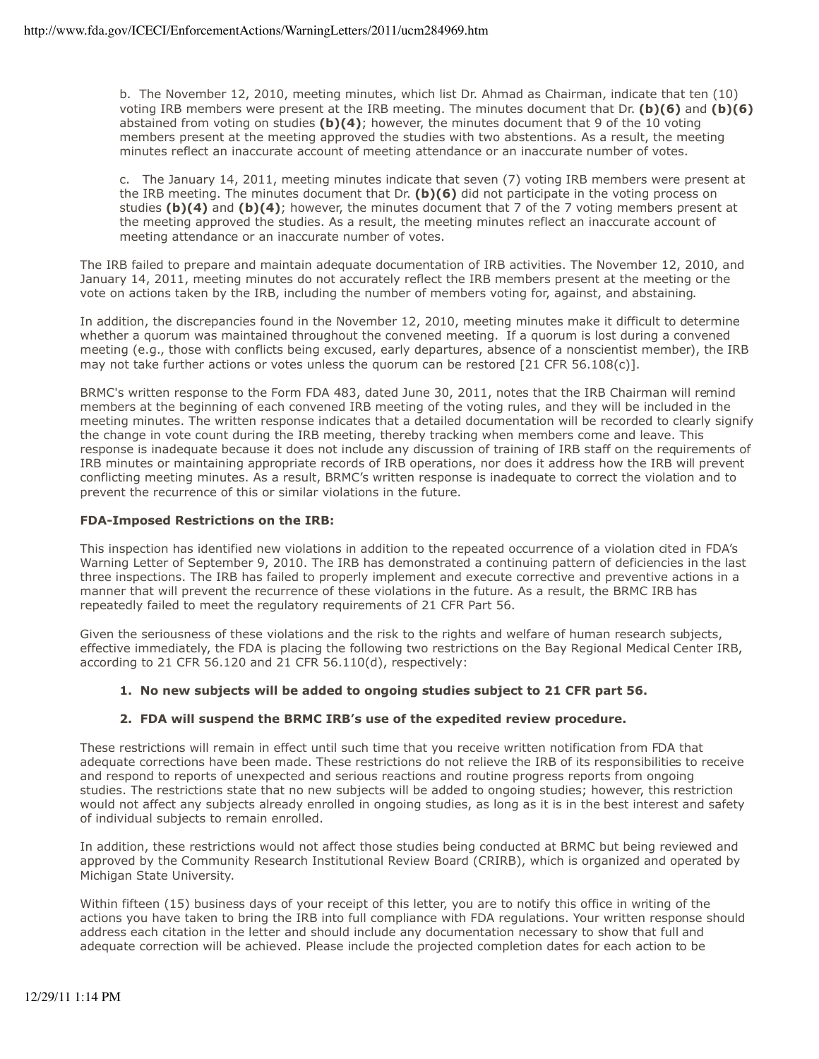b. The November 12, 2010, meeting minutes, which list Dr. Ahmad as Chairman, indicate that ten (10) voting IRB members were present at the IRB meeting. The minutes document that Dr. **(b)(6)** and **(b)(6)** abstained from voting on studies **(b)(4)**; however, the minutes document that 9 of the 10 voting members present at the meeting approved the studies with two abstentions. As a result, the meeting minutes reflect an inaccurate account of meeting attendance or an inaccurate number of votes.

c. The January 14, 2011, meeting minutes indicate that seven (7) voting IRB members were present at the IRB meeting. The minutes document that Dr. **(b)(6)** did not participate in the voting process on studies **(b)(4)** and **(b)(4)**; however, the minutes document that 7 of the 7 voting members present at the meeting approved the studies. As a result, the meeting minutes reflect an inaccurate account of meeting attendance or an inaccurate number of votes.

The IRB failed to prepare and maintain adequate documentation of IRB activities. The November 12, 2010, and January 14, 2011, meeting minutes do not accurately reflect the IRB members present at the meeting or the vote on actions taken by the IRB, including the number of members voting for, against, and abstaining.

In addition, the discrepancies found in the November 12, 2010, meeting minutes make it difficult to determine whether a quorum was maintained throughout the convened meeting. If a quorum is lost during a convened meeting (e.g., those with conflicts being excused, early departures, absence of a nonscientist member), the IRB may not take further actions or votes unless the quorum can be restored [21 CFR 56.108(c)].

BRMC's written response to the Form FDA 483, dated June 30, 2011, notes that the IRB Chairman will remind members at the beginning of each convened IRB meeting of the voting rules, and they will be included in the meeting minutes. The written response indicates that a detailed documentation will be recorded to clearly signify the change in vote count during the IRB meeting, thereby tracking when members come and leave. This response is inadequate because it does not include any discussion of training of IRB staff on the requirements of IRB minutes or maintaining appropriate records of IRB operations, nor does it address how the IRB will prevent conflicting meeting minutes. As a result, BRMC's written response is inadequate to correct the violation and to prevent the recurrence of this or similar violations in the future.

**FDA-Imposed Restrictions on the IRB:**

This inspection has identified new violations in addition to the repeated occurrence of a violation cited in FDA's Warning Letter of September 9, 2010. The IRB has demonstrated a continuing pattern of deficiencies in the last three inspections. The IRB has failed to properly implement and execute corrective and preventive actions in a manner that will prevent the recurrence of these violations in the future. As a result, the BRMC IRB has repeatedly failed to meet the regulatory requirements of 21 CFR Part 56.

Given the seriousness of these violations and the risk to the rights and welfare of human research subjects, effective immediately, the FDA is placing the following two restrictions on the Bay Regional Medical Center IRB, according to 21 CFR 56.120 and 21 CFR 56.110(d), respectively:

1. **No new subjects will be added to ongoing studies subject to 21 CFR part 56.**
2. **FDA will suspend the BRMC IRB's use of the expedited review procedure.**

These restrictions will remain in effect until such time that you receive written notification from FDA that adequate corrections have been made. These restrictions do not relieve the IRB of its responsibilities to receive and respond to reports of unexpected and serious reactions and routine progress reports from ongoing studies. The restrictions state that no new subjects will be added to ongoing studies; however, this restriction would not affect any subjects already enrolled in ongoing studies, as long as it is in the best interest and safety of individual subjects to remain enrolled.

In addition, these restrictions would not affect those studies being conducted at BRMC but being reviewed and approved by the Community Research Institutional Review Board (CRIRB), which is organized and operated by Michigan State University.

Within fifteen (15) business days of your receipt of this letter, you are to notify this office in writing of the actions you have taken to bring the IRB into full compliance with FDA regulations. Your written response should address each citation in the letter and should include any documentation necessary to show that full and adequate correction will be achieved. Please include the projected completion dates for each action to be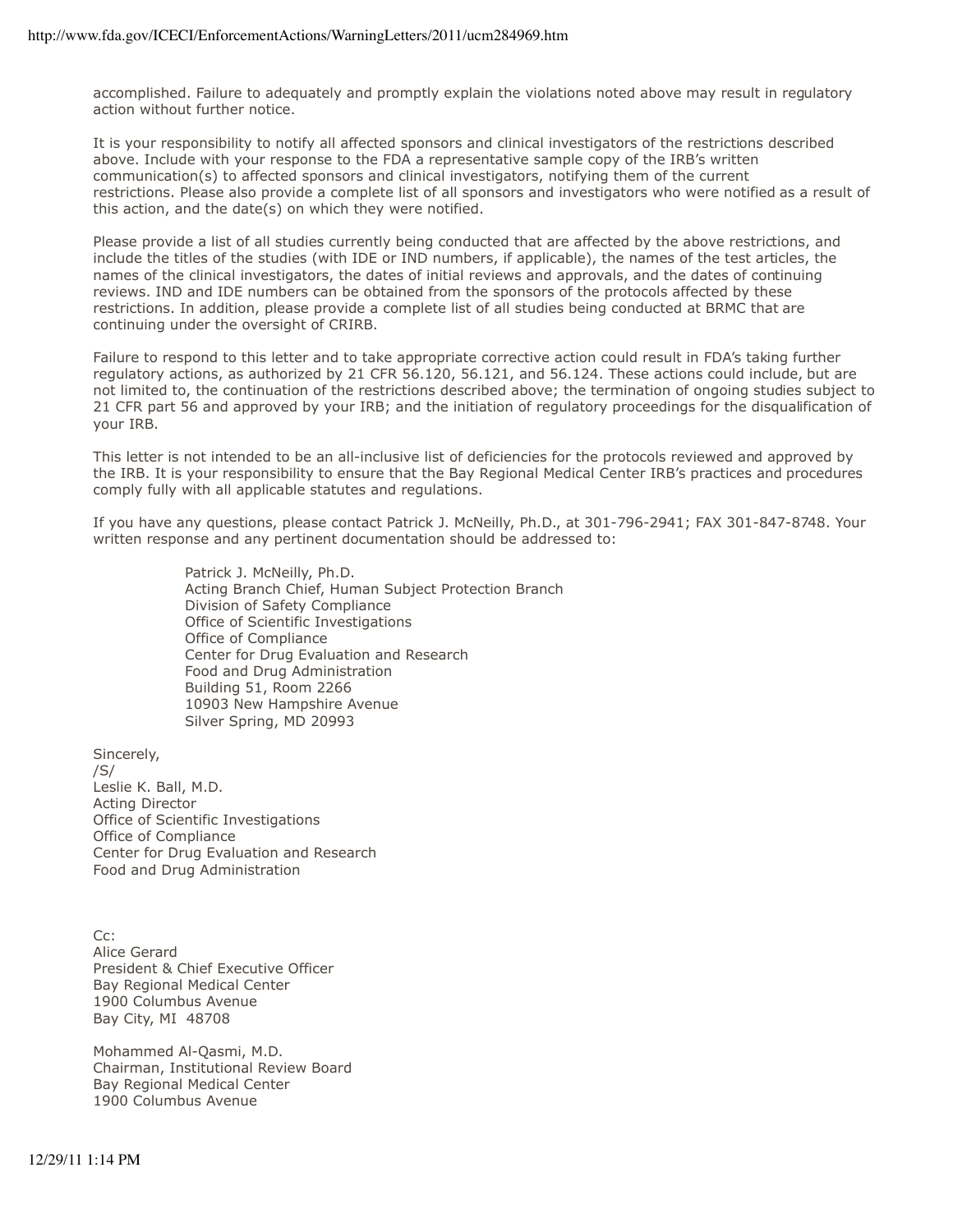accomplished. Failure to adequately and promptly explain the violations noted above may result in regulatory action without further notice.

It is your responsibility to notify all affected sponsors and clinical investigators of the restrictions described above. Include with your response to the FDA a representative sample copy of the IRB's written communication(s) to affected sponsors and clinical investigators, notifying them of the current restrictions. Please also provide a complete list of all sponsors and investigators who were notified as a result of this action, and the date(s) on which they were notified.

Please provide a list of all studies currently being conducted that are affected by the above restrictions, and include the titles of the studies (with IDE or IND numbers, if applicable), the names of the test articles, the names of the clinical investigators, the dates of initial reviews and approvals, and the dates of continuing reviews. IND and IDE numbers can be obtained from the sponsors of the protocols affected by these restrictions. In addition, please provide a complete list of all studies being conducted at BRMC that are continuing under the oversight of CRIRB.

Failure to respond to this letter and to take appropriate corrective action could result in FDA's taking further regulatory actions, as authorized by 21 CFR 56.120, 56.121, and 56.124. These actions could include, but are not limited to, the continuation of the restrictions described above; the termination of ongoing studies subject to 21 CFR part 56 and approved by your IRB; and the initiation of regulatory proceedings for the disqualification of your IRB.

This letter is not intended to be an all-inclusive list of deficiencies for the protocols reviewed and approved by the IRB. It is your responsibility to ensure that the Bay Regional Medical Center IRB's practices and procedures comply fully with all applicable statutes and regulations.

If you have any questions, please contact Patrick J. McNeilly, Ph.D., at 301-796-2941; FAX 301-847-8748. Your written response and any pertinent documentation should be addressed to:

> Patrick J. McNeilly, Ph.D.
> Acting Branch Chief, Human Subject Protection Branch
> Division of Safety Compliance
> Office of Scientific Investigations
> Office of Compliance
> Center for Drug Evaluation and Research
> Food and Drug Administration
> Building 51, Room 2266
> 10903 New Hampshire Avenue
> Silver Spring, MD 20993

Sincerely,
/S/
Leslie K. Ball, M.D.
Acting Director
Office of Scientific Investigations
Office of Compliance
Center for Drug Evaluation and Research
Food and Drug Administration

Cc:
Alice Gerard
President & Chief Executive Officer
Bay Regional Medical Center
1900 Columbus Avenue
Bay City, MI 48708

Mohammed Al-Qasmi, M.D.
Chairman, Institutional Review Board
Bay Regional Medical Center
1900 Columbus Avenue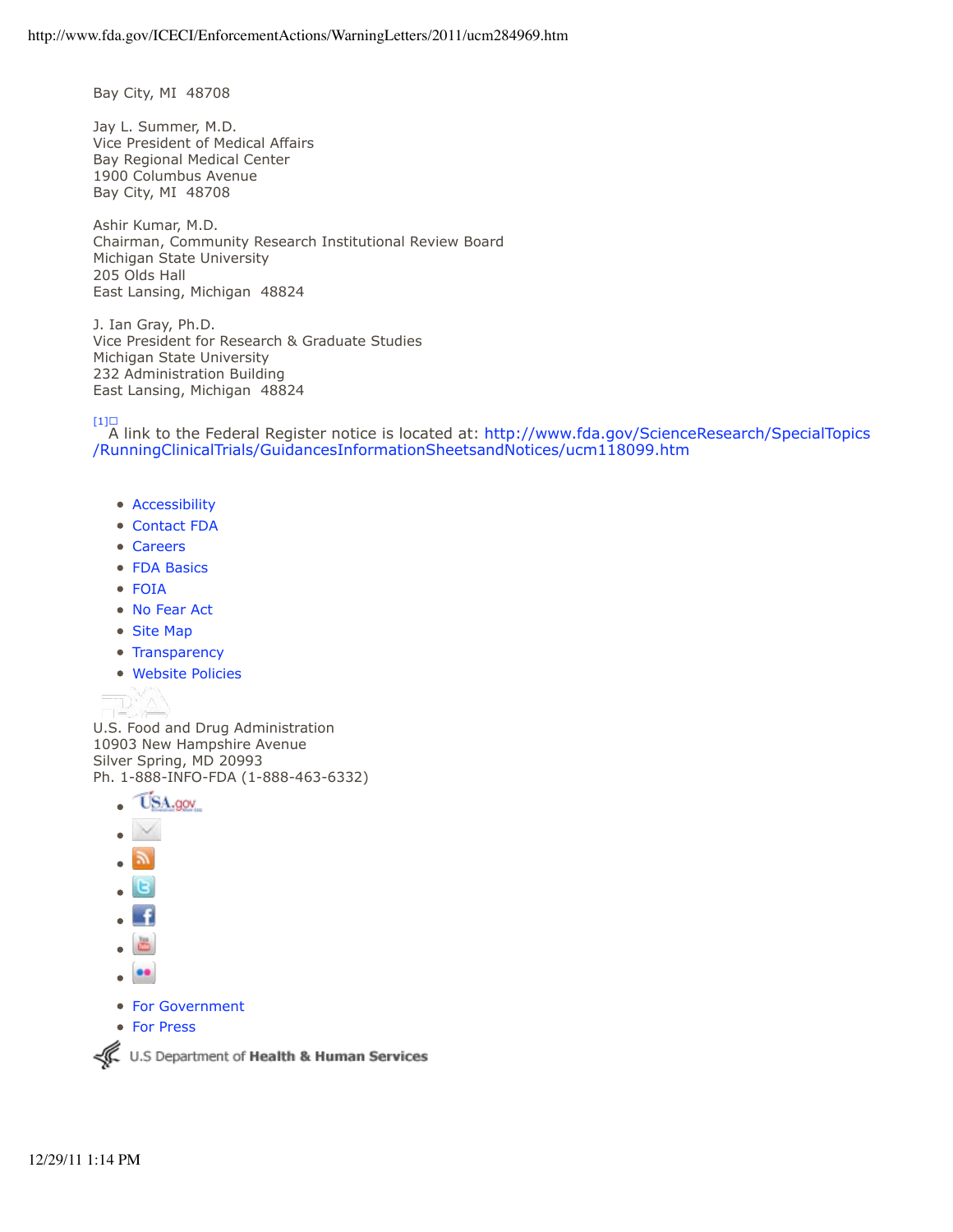Bay City, MI 48708

Jay L. Summer, M.D.
Vice President of Medical Affairs
Bay Regional Medical Center
1900 Columbus Avenue
Bay City, MI 48708

Ashir Kumar, M.D.
Chairman, Community Research Institutional Review Board
Michigan State University
205 Olds Hall
East Lansing, Michigan 48824

J. Ian Gray, Ph.D.
Vice President for Research & Graduate Studies
Michigan State University
232 Administration Building
East Lansing, Michigan 48824

[1] A link to the Federal Register notice is located at: http://www.fda.gov/ScienceResearch/SpecialTopics/RunningClinicalTrials/GuidancesInformationSheetsandNotices/ucm118099.htm

- Accessibility
- Contact FDA
- Careers
- FDA Basics
- FOIA
- No Fear Act
- Site Map
- Transparency
- Website Policies

U.S. Food and Drug Administration
10903 New Hampshire Avenue
Silver Spring, MD 20993
Ph. 1-888-INFO-FDA (1-888-463-6332)

- For Government
- For Press

U.S Department of Health & Human Services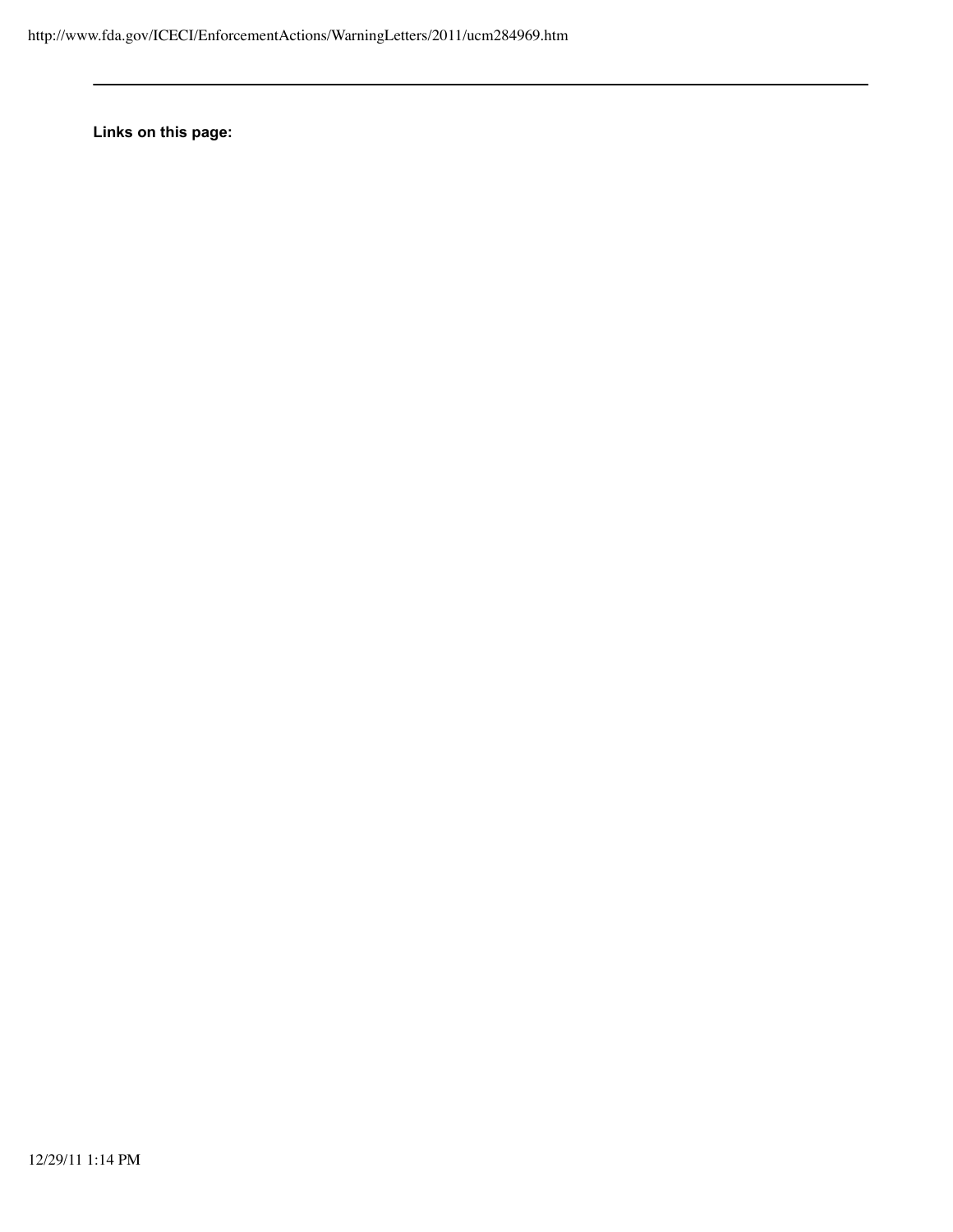**Links on this page:**